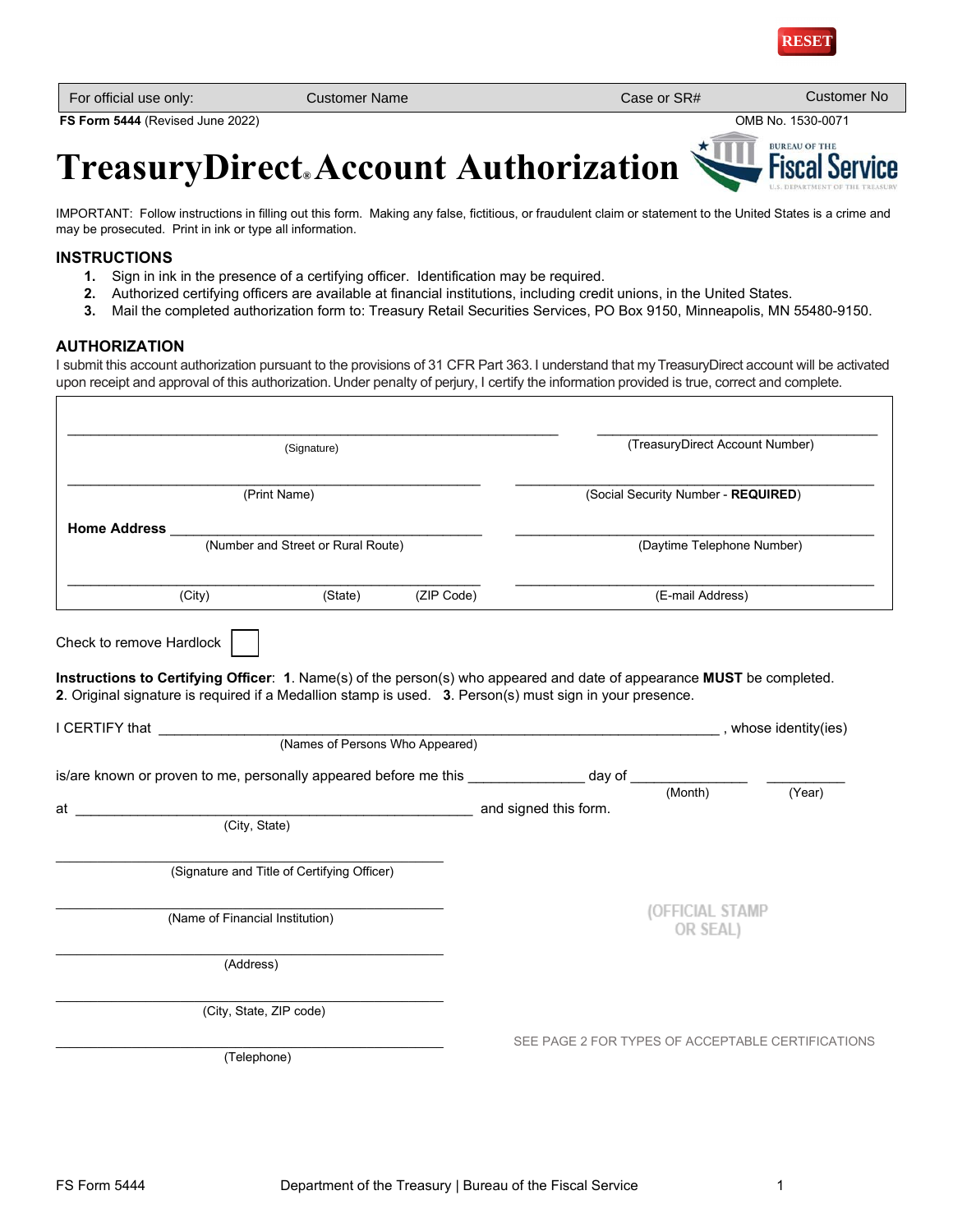RESET

| For official use only: | Customer Name | Case or SR# | Customer No |
| --- | --- | --- | --- |

**FS Form 5444** (Revised June 2022)

OMB No. 1530-0071

# TreasuryDirect® Account Authorization

BUREAU OF THE Fiscal Service U.S. DEPARTMENT OF THE TREASURY

IMPORTANT: Follow instructions in filling out this form. Making any false, fictitious, or fraudulent claim or statement to the United States is a crime and may be prosecuted. Print in ink or type all information.

## INSTRUCTIONS

1. Sign in ink in the presence of a certifying officer. Identification may be required.
2. Authorized certifying officers are available at financial institutions, including credit unions, in the United States.
3. Mail the completed authorization form to: Treasury Retail Securities Services, PO Box 9150, Minneapolis, MN 55480-9150.

## AUTHORIZATION

I submit this account authorization pursuant to the provisions of 31 CFR Part 363. I understand that my TreasuryDirect account will be activated upon receipt and approval of this authorization. Under penalty of perjury, I certify the information provided is true, correct and complete.

\_\_\_\_\_\_\_\_\_\_\_\_\_\_\_\_\_\_\_\_\_\_\_\_\_\_\_\_\_\_ (Signature)

\_\_\_\_\_\_\_\_\_\_\_\_\_\_\_\_\_\_\_\_\_\_\_\_\_\_\_\_\_\_ (TreasuryDirect Account Number)

\_\_\_\_\_\_\_\_\_\_\_\_\_\_\_\_\_\_\_\_\_\_\_\_\_\_\_\_\_\_ (Print Name)

\_\_\_\_\_\_\_\_\_\_\_\_\_\_\_\_\_\_\_\_\_\_\_\_\_\_\_\_\_\_ (Social Security Number - **REQUIRED**)

**Home Address** \_\_\_\_\_\_\_\_\_\_\_\_\_\_\_\_\_\_\_\_\_\_\_\_\_\_\_\_\_\_ (Number and Street or Rural Route)

\_\_\_\_\_\_\_\_\_\_\_\_\_\_\_\_\_\_\_\_\_\_\_\_\_\_\_\_\_\_ (Daytime Telephone Number)

\_\_\_\_\_\_\_\_\_\_\_\_\_\_\_\_\_\_\_\_\_\_\_\_\_\_\_\_\_\_ (City) (State) (ZIP Code)

\_\_\_\_\_\_\_\_\_\_\_\_\_\_\_\_\_\_\_\_\_\_\_\_\_\_\_\_\_\_ (E-mail Address)

Check to remove Hardlock ☐

**Instructions to Certifying Officer**: **1**. Name(s) of the person(s) who appeared and date of appearance **MUST** be completed. **2**. Original signature is required if a Medallion stamp is used. **3**. Person(s) must sign in your presence.

I CERTIFY that \_\_\_\_\_\_\_\_\_\_\_\_\_\_\_\_\_\_\_\_\_\_\_\_\_\_\_\_\_\_ (Names of Persons Who Appeared), whose identity(ies) is/are known or proven to me, personally appeared before me this \_\_\_\_\_\_\_\_\_\_ day of \_\_\_\_\_\_\_\_\_\_ (Month) \_\_\_\_\_\_\_\_\_\_ (Year) at \_\_\_\_\_\_\_\_\_\_\_\_\_\_\_\_\_\_\_\_\_\_\_\_\_\_\_\_\_\_ (City, State) and signed this form.

\_\_\_\_\_\_\_\_\_\_\_\_\_\_\_\_\_\_\_\_\_\_\_\_\_\_\_\_\_\_ (Signature and Title of Certifying Officer)

\_\_\_\_\_\_\_\_\_\_\_\_\_\_\_\_\_\_\_\_\_\_\_\_\_\_\_\_\_\_ (Name of Financial Institution)

\_\_\_\_\_\_\_\_\_\_\_\_\_\_\_\_\_\_\_\_\_\_\_\_\_\_\_\_\_\_ (Address)

\_\_\_\_\_\_\_\_\_\_\_\_\_\_\_\_\_\_\_\_\_\_\_\_\_\_\_\_\_\_ (City, State, ZIP code)

\_\_\_\_\_\_\_\_\_\_\_\_\_\_\_\_\_\_\_\_\_\_\_\_\_\_\_\_\_\_ (Telephone)

(OFFICIAL STAMP OR SEAL)

SEE PAGE 2 FOR TYPES OF ACCEPTABLE CERTIFICATIONS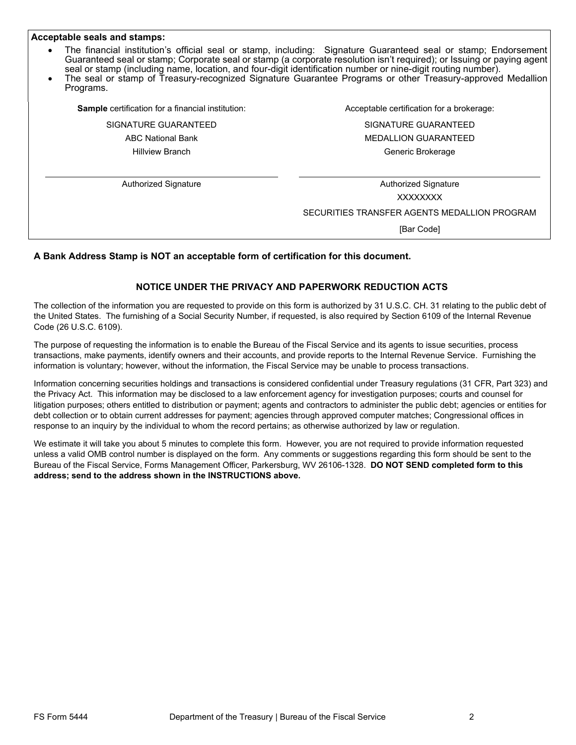**Acceptable seals and stamps:**

- The financial institution's official seal or stamp, including: Signature Guaranteed seal or stamp; Endorsement Guaranteed seal or stamp; Corporate seal or stamp (a corporate resolution isn't required); or Issuing or paying agent seal or stamp (including name, location, and four-digit identification number or nine-digit routing number).
- The seal or stamp of Treasury-recognized Signature Guarantee Programs or other Treasury-approved Medallion Programs.

**Sample** certification for a financial institution:

SIGNATURE GUARANTEED

ABC National Bank

Hillview Branch

______________________________

Authorized Signature

Acceptable certification for a brokerage:

SIGNATURE GUARANTEED

MEDALLION GUARANTEED

Generic Brokerage

______________________________

Authorized Signature

XXXXXXXX

SECURITIES TRANSFER AGENTS MEDALLION PROGRAM

[Bar Code]

**A Bank Address Stamp is NOT an acceptable form of certification for this document.**

## NOTICE UNDER THE PRIVACY AND PAPERWORK REDUCTION ACTS

The collection of the information you are requested to provide on this form is authorized by 31 U.S.C. CH. 31 relating to the public debt of the United States. The furnishing of a Social Security Number, if requested, is also required by Section 6109 of the Internal Revenue Code (26 U.S.C. 6109).

The purpose of requesting the information is to enable the Bureau of the Fiscal Service and its agents to issue securities, process transactions, make payments, identify owners and their accounts, and provide reports to the Internal Revenue Service. Furnishing the information is voluntary; however, without the information, the Fiscal Service may be unable to process transactions.

Information concerning securities holdings and transactions is considered confidential under Treasury regulations (31 CFR, Part 323) and the Privacy Act. This information may be disclosed to a law enforcement agency for investigation purposes; courts and counsel for litigation purposes; others entitled to distribution or payment; agents and contractors to administer the public debt; agencies or entities for debt collection or to obtain current addresses for payment; agencies through approved computer matches; Congressional offices in response to an inquiry by the individual to whom the record pertains; as otherwise authorized by law or regulation.

We estimate it will take you about 5 minutes to complete this form. However, you are not required to provide information requested unless a valid OMB control number is displayed on the form. Any comments or suggestions regarding this form should be sent to the Bureau of the Fiscal Service, Forms Management Officer, Parkersburg, WV 26106-1328. **DO NOT SEND completed form to this address; send to the address shown in the INSTRUCTIONS above.**